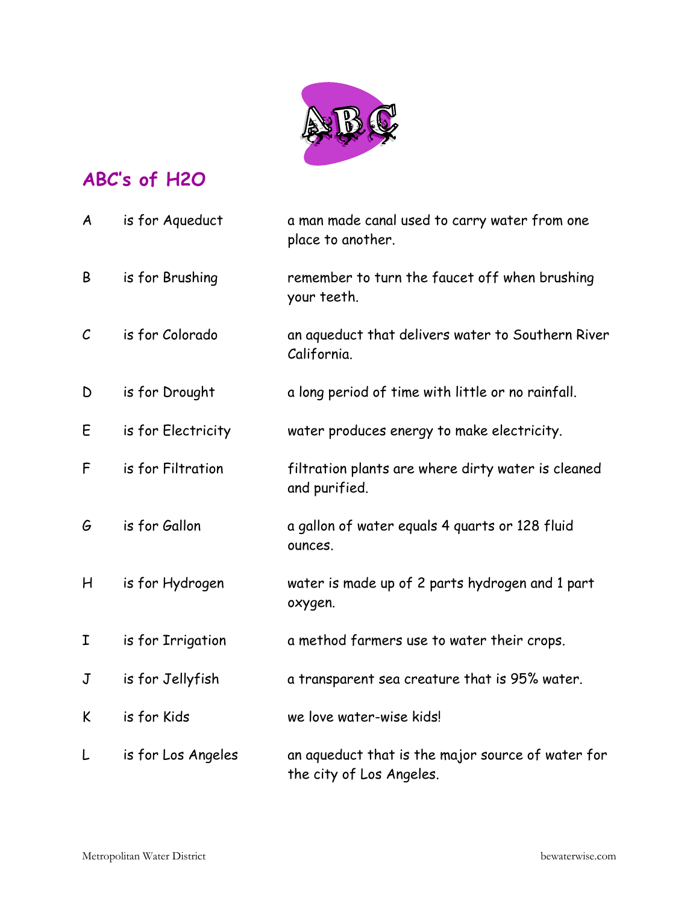## ABC's of H2O

| | | |
|---|---|---|
| A | is for Aqueduct | a man made canal used to carry water from one place to another. |
| B | is for Brushing | remember to turn the faucet off when brushing your teeth. |
| C | is for Colorado | an aqueduct that delivers water to Southern River California. |
| D | is for Drought | a long period of time with little or no rainfall. |
| E | is for Electricity | water produces energy to make electricity. |
| F | is for Filtration | filtration plants are where dirty water is cleaned and purified. |
| G | is for Gallon | a gallon of water equals 4 quarts or 128 fluid ounces. |
| H | is for Hydrogen | water is made up of 2 parts hydrogen and 1 part oxygen. |
| I | is for Irrigation | a method farmers use to water their crops. |
| J | is for Jellyfish | a transparent sea creature that is 95% water. |
| K | is for Kids | we love water-wise kids! |
| L | is for Los Angeles | an aqueduct that is the major source of water for the city of Los Angeles. |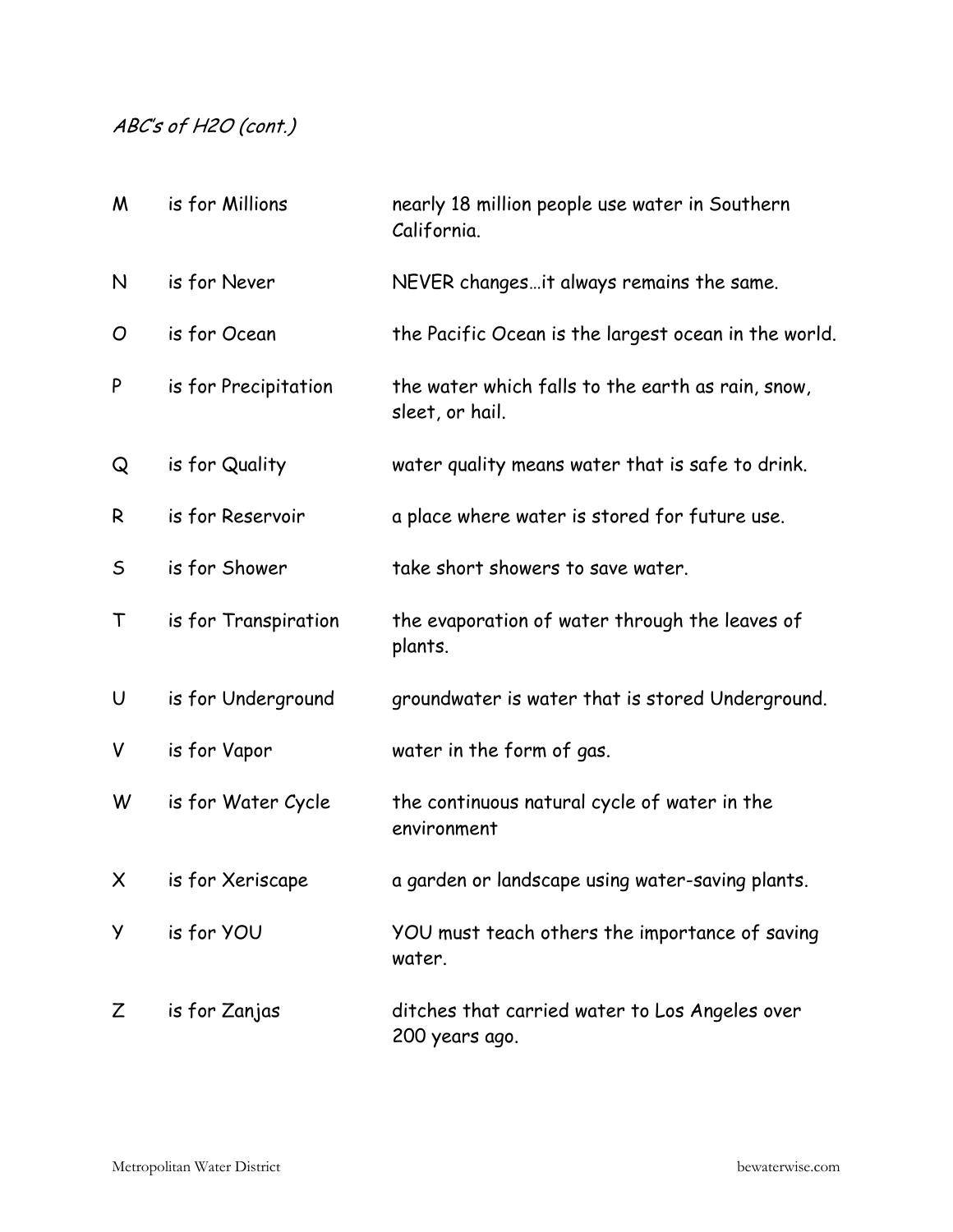*ABC's of H2O (cont.)*

| | | |
|---|---|---|
| M | is for Millions | nearly 18 million people use water in Southern California. |
| N | is for Never | NEVER changes…it always remains the same. |
| O | is for Ocean | the Pacific Ocean is the largest ocean in the world. |
| P | is for Precipitation | the water which falls to the earth as rain, snow, sleet, or hail. |
| Q | is for Quality | water quality means water that is safe to drink. |
| R | is for Reservoir | a place where water is stored for future use. |
| S | is for Shower | take short showers to save water. |
| T | is for Transpiration | the evaporation of water through the leaves of plants. |
| U | is for Underground | groundwater is water that is stored Underground. |
| V | is for Vapor | water in the form of gas. |
| W | is for Water Cycle | the continuous natural cycle of water in the environment |
| X | is for Xeriscape | a garden or landscape using water-saving plants. |
| Y | is for YOU | YOU must teach others the importance of saving water. |
| Z | is for Zanjas | ditches that carried water to Los Angeles over 200 years ago. |

Metropolitan Water District

bewaterwise.com